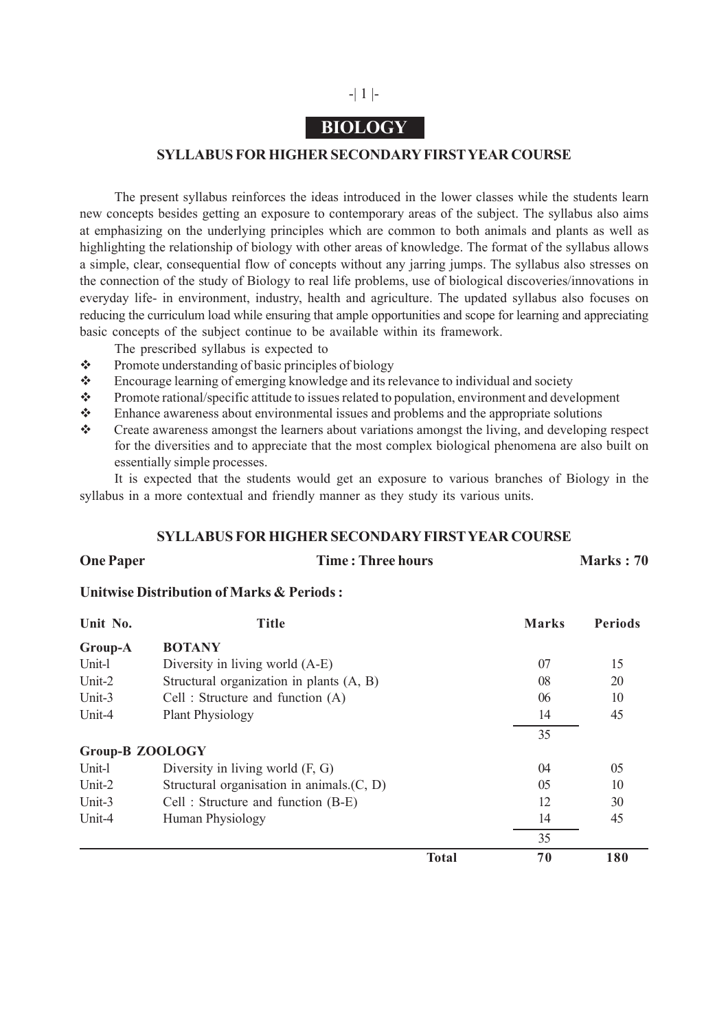# BIOLOGY

## SYLLABUS FOR HIGHER SECONDARY FIRST YEAR COURSE

The present syllabus reinforces the ideas introduced in the lower classes while the students learn new concepts besides getting an exposure to contemporary areas of the subject. The syllabus also aims at emphasizing on the underlying principles which are common to both animals and plants as well as highlighting the relationship of biology with other areas of knowledge. The format of the syllabus allows a simple, clear, consequential flow of concepts without any jarring jumps. The syllabus also stresses on the connection of the study of Biology to real life problems, use of biological discoveries/innovations in everyday life- in environment, industry, health and agriculture. The updated syllabus also focuses on reducing the curriculum load while ensuring that ample opportunities and scope for learning and appreciating basic concepts of the subject continue to be available within its framework.

The prescribed syllabus is expected to

- Promote understanding of basic principles of biology
- Encourage learning of emerging knowledge and its relevance to individual and society
- Promote rational/specific attitude to issues related to population, environment and development
- Enhance awareness about environmental issues and problems and the appropriate solutions
- Create awareness amongst the learners about variations amongst the living, and developing respect for the diversities and to appreciate that the most complex biological phenomena are also built on essentially simple processes.

It is expected that the students would get an exposure to various branches of Biology in the syllabus in a more contextual and friendly manner as they study its various units.

## SYLLABUS FOR HIGHER SECONDARY FIRST YEAR COURSE

**One Paper** **Time : Three hours** **Marks : 70**

**Unitwise Distribution of Marks & Periods :**

| Unit No. | Title | Marks | Periods |
|---|---|---|---|
| **Group-A** | **BOTANY** | | |
| Unit-1 | Diversity in living world (A-E) | 07 | 15 |
| Unit-2 | Structural organization in plants (A, B) | 08 | 20 |
| Unit-3 | Cell : Structure and function (A) | 06 | 10 |
| Unit-4 | Plant Physiology | 14 | 45 |
| | | 35 | |
| **Group-B ZOOLOGY** | | | |
| Unit-1 | Diversity in living world (F, G) | 04 | 05 |
| Unit-2 | Structural organisation in animals.(C, D) | 05 | 10 |
| Unit-3 | Cell : Structure and function (B-E) | 12 | 30 |
| Unit-4 | Human Physiology | 14 | 45 |
| | | 35 | |
| | **Total** | **70** | **180** |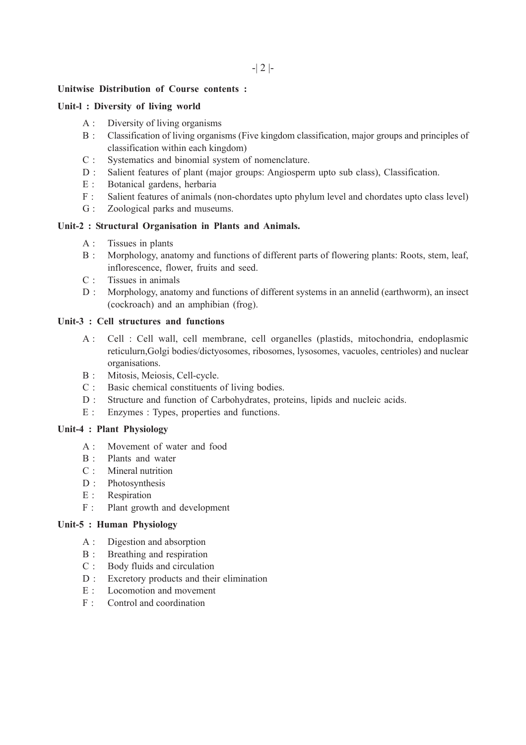**Unitwise Distribution of Course contents :**

**Unit-l : Diversity of living world**

- A : Diversity of living organisms
- B : Classification of living organisms (Five kingdom classification, major groups and principles of classification within each kingdom)
- C : Systematics and binomial system of nomenclature.
- D : Salient features of plant (major groups: Angiosperm upto sub class), Classification.
- E : Botanical gardens, herbaria
- F : Salient features of animals (non-chordates upto phylum level and chordates upto class level)
- G : Zoological parks and museums.

**Unit-2 : Structural Organisation in Plants and Animals.**

- A : Tissues in plants
- B : Morphology, anatomy and functions of different parts of flowering plants: Roots, stem, leaf, inflorescence, flower, fruits and seed.
- C : Tissues in animals
- D : Morphology, anatomy and functions of different systems in an annelid (earthworm), an insect (cockroach) and an amphibian (frog).

**Unit-3 : Cell structures and functions**

- A : Cell : Cell wall, cell membrane, cell organelles (plastids, mitochondria, endoplasmic reticulurn,Golgi bodies/dictyosomes, ribosomes, lysosomes, vacuoles, centrioles) and nuclear organisations.
- B : Mitosis, Meiosis, Cell-cycle.
- C : Basic chemical constituents of living bodies.
- D : Structure and function of Carbohydrates, proteins, lipids and nucleic acids.
- E : Enzymes : Types, properties and functions.

**Unit-4 : Plant Physiology**

- A : Movement of water and food
- B : Plants and water
- C : Mineral nutrition
- D : Photosynthesis
- E : Respiration
- F : Plant growth and development

**Unit-5 : Human Physiology**

- A : Digestion and absorption
- B : Breathing and respiration
- C : Body fluids and circulation
- D : Excretory products and their elimination
- E : Locomotion and movement
- F : Control and coordination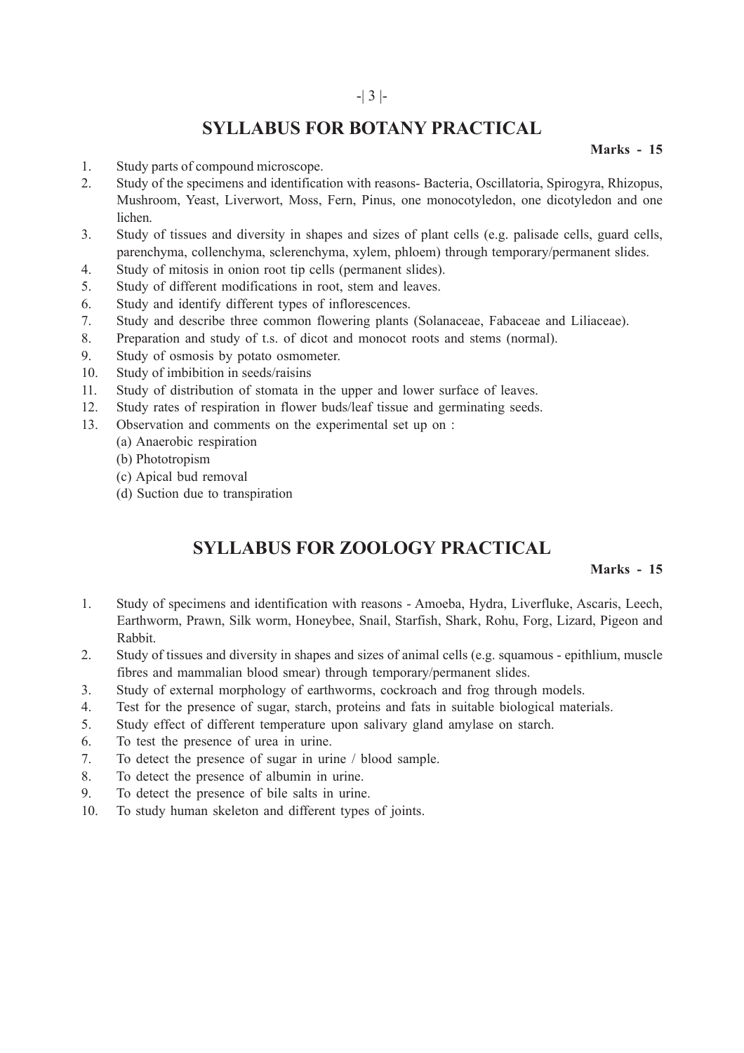## SYLLABUS FOR BOTANY PRACTICAL

**Marks - 15**

1. Study parts of compound microscope.
2. Study of the specimens and identification with reasons- Bacteria, Oscillatoria, Spirogyra, Rhizopus, Mushroom, Yeast, Liverwort, Moss, Fern, Pinus, one monocotyledon, one dicotyledon and one lichen.
3. Study of tissues and diversity in shapes and sizes of plant cells (e.g. palisade cells, guard cells, parenchyma, collenchyma, sclerenchyma, xylem, phloem) through temporary/permanent slides.
4. Study of mitosis in onion root tip cells (permanent slides).
5. Study of different modifications in root, stem and leaves.
6. Study and identify different types of inflorescences.
7. Study and describe three common flowering plants (Solanaceae, Fabaceae and Liliaceae).
8. Preparation and study of t.s. of dicot and monocot roots and stems (normal).
9. Study of osmosis by potato osmometer.
10. Study of imbibition in seeds/raisins
11. Study of distribution of stomata in the upper and lower surface of leaves.
12. Study rates of respiration in flower buds/leaf tissue and germinating seeds.
13. Observation and comments on the experimental set up on :
    (a) Anaerobic respiration
    (b) Phototropism
    (c) Apical bud removal
    (d) Suction due to transpiration

## SYLLABUS FOR ZOOLOGY PRACTICAL

**Marks - 15**

1. Study of specimens and identification with reasons - Amoeba, Hydra, Liverfluke, Ascaris, Leech, Earthworm, Prawn, Silk worm, Honeybee, Snail, Starfish, Shark, Rohu, Forg, Lizard, Pigeon and Rabbit.
2. Study of tissues and diversity in shapes and sizes of animal cells (e.g. squamous - epithlium, muscle fibres and mammalian blood smear) through temporary/permanent slides.
3. Study of external morphology of earthworms, cockroach and frog through models.
4. Test for the presence of sugar, starch, proteins and fats in suitable biological materials.
5. Study effect of different temperature upon salivary gland amylase on starch.
6. To test the presence of urea in urine.
7. To detect the presence of sugar in urine / blood sample.
8. To detect the presence of albumin in urine.
9. To detect the presence of bile salts in urine.
10. To study human skeleton and different types of joints.